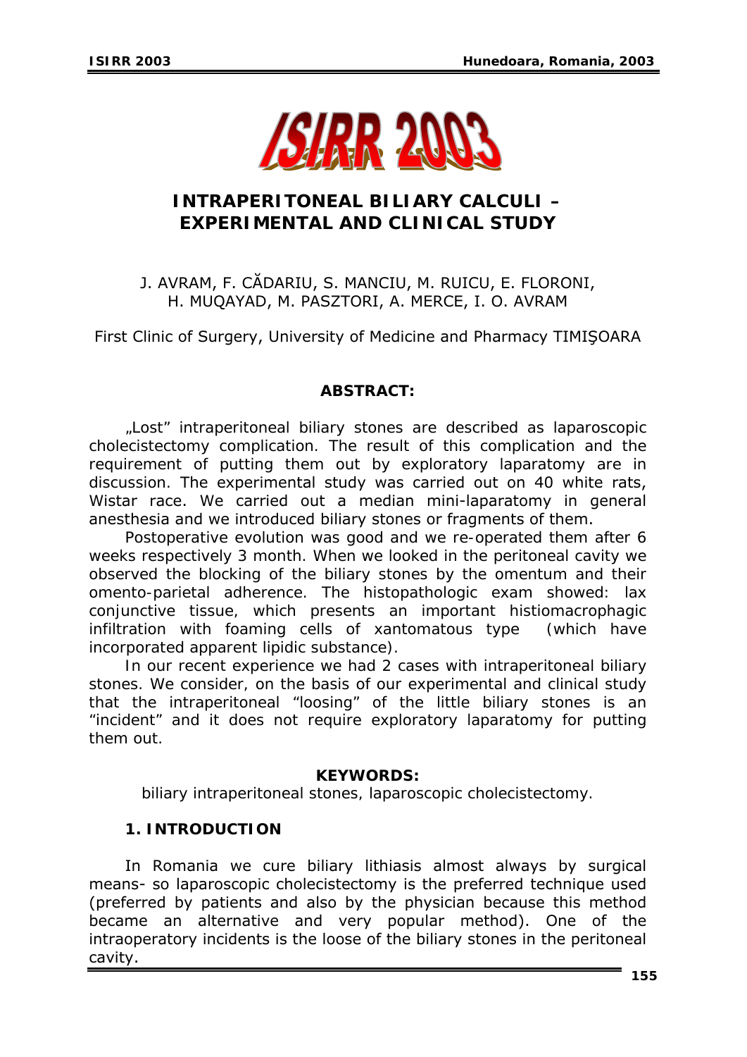# INTRAPERITONEAL BILIARY CALCULI – EXPERIMENTAL AND CLINICAL STUDY

J. AVRAM, F. CĂDARIU, S. MANCIU, M. RUICU, E. FLORONI, H. MUQAYAD, M. PASZTORI, A. MERCE, I. O. AVRAM

First Clinic of Surgery, University of Medicine and Pharmacy TIMIŞOARA

### ABSTRACT:

„Lost" intraperitoneal biliary stones are described as laparoscopic cholecistectomy complication. The result of this complication and the requirement of putting them out by exploratory laparatomy are in discussion. The experimental study was carried out on 40 white rats, Wistar race. We carried out a median mini-laparatomy in general anesthesia and we introduced biliary stones or fragments of them.

Postoperative evolution was good and we re-operated them after 6 weeks respectively 3 month. When we looked in the peritoneal cavity we observed the blocking of the biliary stones by the omentum and their omento-parietal adherence. The histopathologic exam showed: lax conjunctive tissue, which presents an important histiomacrophagic infiltration with foaming cells of xantomatous type (which have incorporated apparent lipidic substance).

In our recent experience we had 2 cases with intraperitoneal biliary stones. We consider, on the basis of our experimental and clinical study that the intraperitoneal "loosing" of the little biliary stones is an "incident" and it does not require exploratory laparatomy for putting them out.

### KEYWORDS:

biliary intraperitoneal stones, laparoscopic cholecistectomy.

## 1. INTRODUCTION

In Romania we cure biliary lithiasis almost always by surgical means- so laparoscopic cholecistectomy is the preferred technique used (preferred by patients and also by the physician because this method became an alternative and very popular method). One of the intraoperatory incidents is the loose of the biliary stones in the peritoneal cavity.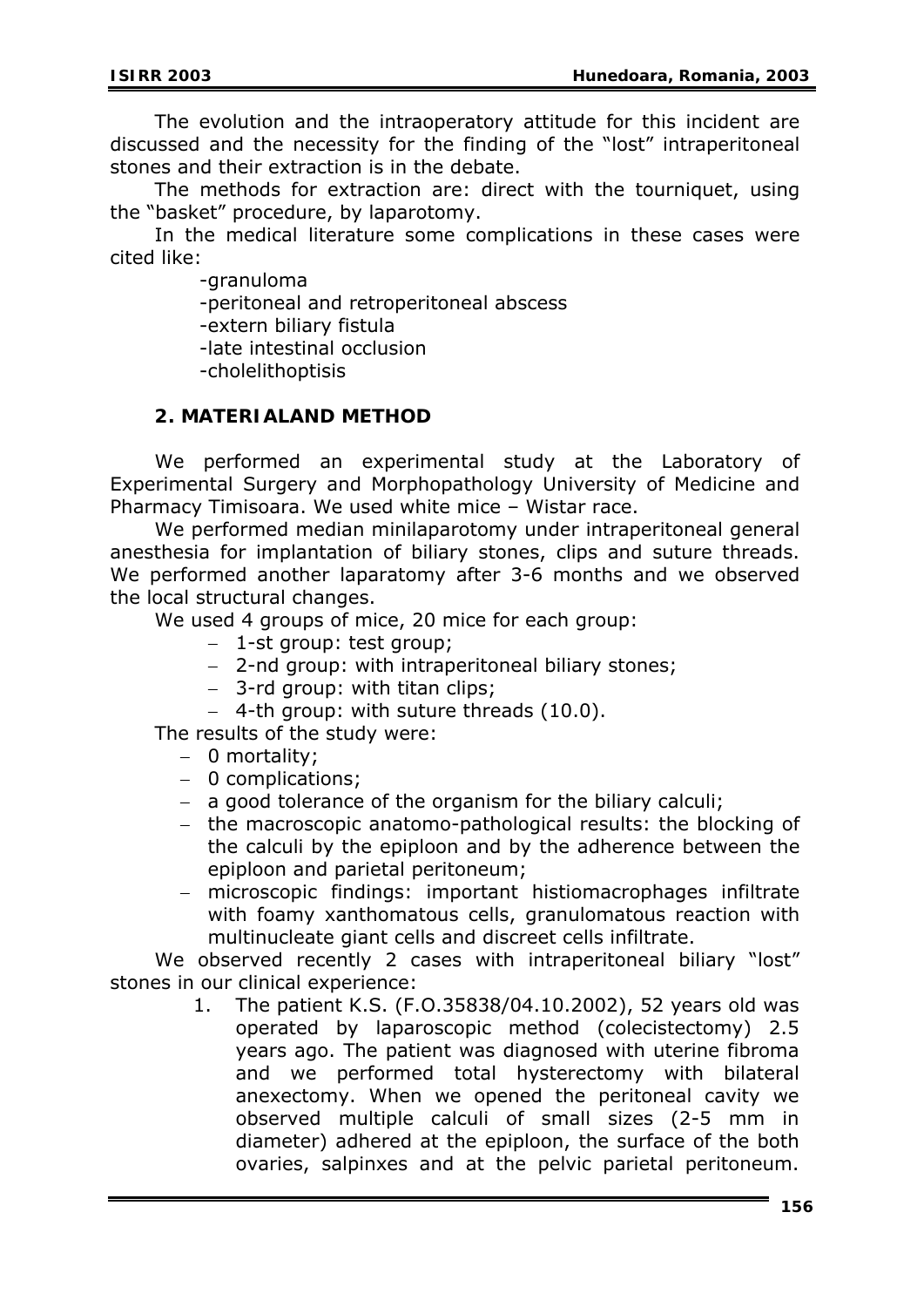The evolution and the intraoperatory attitude for this incident are discussed and the necessity for the finding of the "lost" intraperitoneal stones and their extraction is in the debate.

The methods for extraction are: direct with the tourniquet, using the "basket" procedure, by laparotomy.

In the medical literature some complications in these cases were cited like:

-granuloma
-peritoneal and retroperitoneal abscess
-extern biliary fistula
-late intestinal occlusion
-cholelithoptisis

## 2. MATERIALAND METHOD

We performed an experimental study at the Laboratory of Experimental Surgery and Morphopathology University of Medicine and Pharmacy Timisoara. We used white mice – Wistar race.

We performed median minilaparotomy under intraperitoneal general anesthesia for implantation of biliary stones, clips and suture threads. We performed another laparatomy after 3-6 months and we observed the local structural changes.

We used 4 groups of mice, 20 mice for each group:

- 1-st group: test group;
- 2-nd group: with intraperitoneal biliary stones;
- 3-rd group: with titan clips;
- 4-th group: with suture threads (10.0).

The results of the study were:

- 0 mortality;
- 0 complications;
- a good tolerance of the organism for the biliary calculi;
- the macroscopic anatomo-pathological results: the blocking of the calculi by the epiploon and by the adherence between the epiploon and parietal peritoneum;
- microscopic findings: important histiomacrophages infiltrate with foamy xanthomatous cells, granulomatous reaction with multinucleate giant cells and discreet cells infiltrate.

We observed recently 2 cases with intraperitoneal biliary "lost" stones in our clinical experience:

1. The patient K.S. (F.O.35838/04.10.2002), 52 years old was operated by laparoscopic method (colecistectomy) 2.5 years ago. The patient was diagnosed with uterine fibroma and we performed total hysterectomy with bilateral anexectomy. When we opened the peritoneal cavity we observed multiple calculi of small sizes (2-5 mm in diameter) adhered at the epiploon, the surface of the both ovaries, salpinxes and at the pelvic parietal peritoneum.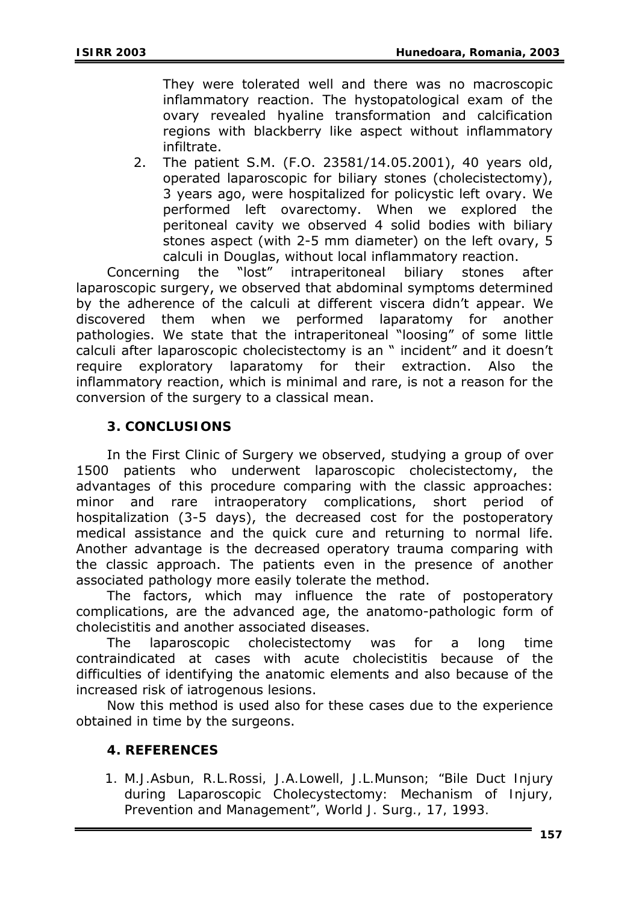They were tolerated well and there was no macroscopic inflammatory reaction. The hystopatological exam of the ovary revealed hyaline transformation and calcification regions with blackberry like aspect without inflammatory infiltrate.

2. The patient S.M. (F.O. 23581/14.05.2001), 40 years old, operated laparoscopic for biliary stones (cholecistectomy), 3 years ago, were hospitalized for policystic left ovary. We performed left ovarectomy. When we explored the peritoneal cavity we observed 4 solid bodies with biliary stones aspect (with 2-5 mm diameter) on the left ovary, 5 calculi in Douglas, without local inflammatory reaction.

Concerning the "lost" intraperitoneal biliary stones after laparoscopic surgery, we observed that abdominal symptoms determined by the adherence of the calculi at different viscera didn't appear. We discovered them when we performed laparatomy for another pathologies. We state that the intraperitoneal "loosing" of some little calculi after laparoscopic cholecistectomy is an " incident" and it doesn't require exploratory laparatomy for their extraction. Also the inflammatory reaction, which is minimal and rare, is not a reason for the conversion of the surgery to a classical mean.

## 3. CONCLUSIONS

In the First Clinic of Surgery we observed, studying a group of over 1500 patients who underwent laparoscopic cholecistectomy, the advantages of this procedure comparing with the classic approaches: minor and rare intraoperatory complications, short period of hospitalization (3-5 days), the decreased cost for the postoperatory medical assistance and the quick cure and returning to normal life. Another advantage is the decreased operatory trauma comparing with the classic approach. The patients even in the presence of another associated pathology more easily tolerate the method.

The factors, which may influence the rate of postoperatory complications, are the advanced age, the anatomo-pathologic form of cholecistitis and another associated diseases.

The laparoscopic cholecistectomy was for a long time contraindicated at cases with acute cholecistitis because of the difficulties of identifying the anatomic elements and also because of the increased risk of iatrogenous lesions.

Now this method is used also for these cases due to the experience obtained in time by the surgeons.

## 4. REFERENCES

1. M.J.Asbun, R.L.Rossi, J.A.Lowell, J.L.Munson; "Bile Duct Injury during Laparoscopic Cholecystectomy: Mechanism of Injury, Prevention and Management", World J. Surg., 17, 1993.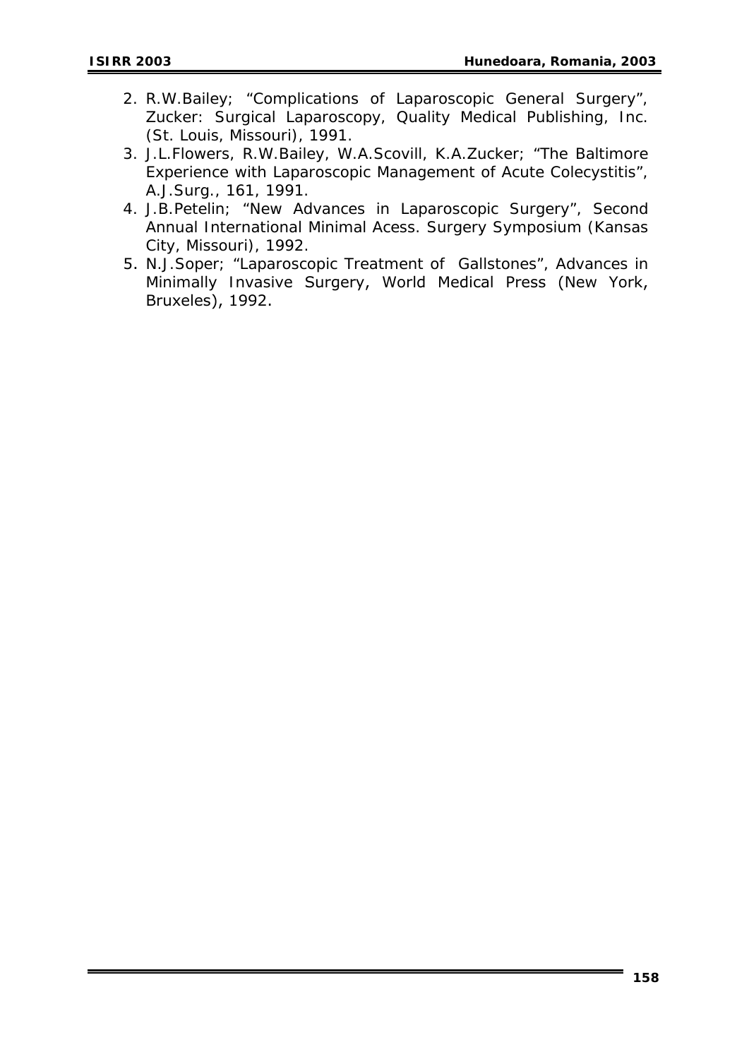2. R.W.Bailey; "Complications of Laparoscopic General Surgery", *Zucker: Surgical Laparoscopy*, Quality Medical Publishing, Inc. (St. Louis, Missouri), 1991.
3. J.L.Flowers, R.W.Bailey, W.A.Scovill, K.A.Zucker; "The Baltimore Experience with Laparoscopic Management of Acute Colecystitis", *A.J.Surg.*, 161, 1991.
4. J.B.Petelin; "New Advances in Laparoscopic Surgery", *Second Annual International Minimal Acess. Surgery Symposium* (Kansas City, Missouri), 1992.
5. N.J.Soper; "Laparoscopic Treatment of Gallstones", *Advances in Minimally Invasive Surgery*, World Medical Press (New York, Bruxeles), 1992.